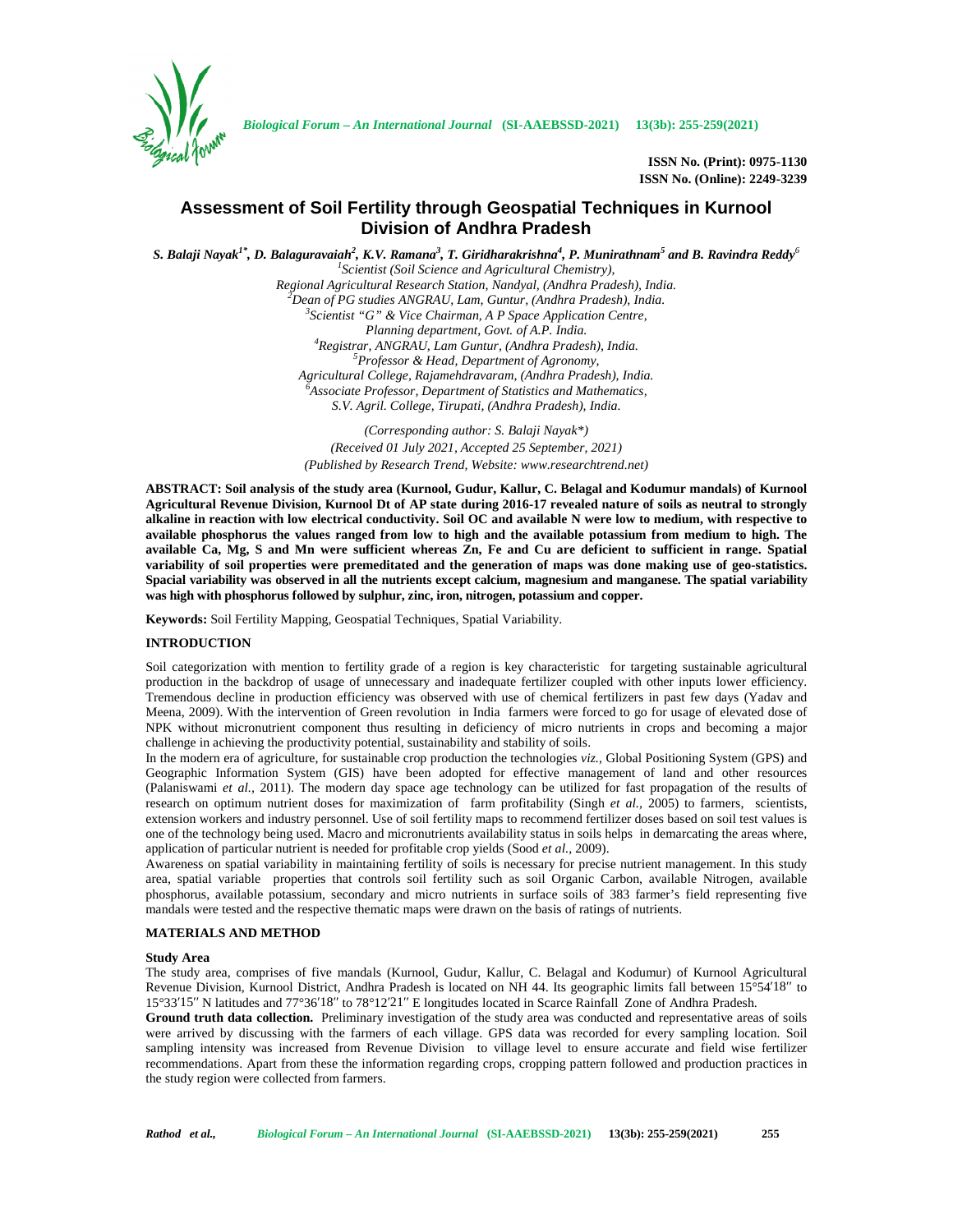# Assessment of Soil Fertility through Geospatial Techniques in Kurnool Division of Andhra Pradesh

***S. Balaji Nayak*** [1*], ***D. Balaguravaiah*** [2], ***K.V. Ramana*** [3], ***T. Giridharakrishna*** [4], ***P. Munirathnam*** [5] ***and B. Ravindra Reddy*** [6]

[1] *Scientist (Soil Science and Agricultural Chemistry), Regional Agricultural Research Station, Nandyal, (Andhra Pradesh), India.*
[2] *Dean of PG studies ANGRAU, Lam, Guntur, (Andhra Pradesh), India.*
[3] *Scientist "G" & Vice Chairman, A P Space Application Centre, Planning department, Govt. of A.P. India.*
[4] *Registrar, ANGRAU, Lam Guntur, (Andhra Pradesh), India.*
[5] *Professor & Head, Department of Agronomy, Agricultural College, Rajamehdravaram, (Andhra Pradesh), India.*
[6] *Associate Professor, Department of Statistics and Mathematics, S.V. Agril. College, Tirupati, (Andhra Pradesh), India.*

*(Corresponding author: S. Balaji Nayak\*)*
*(Received 01 July 2021, Accepted 25 September, 2021)*
*(Published by Research Trend, Website: www.researchtrend.net)*

**ABSTRACT: Soil analysis of the study area (Kurnool, Gudur, Kallur, C. Belagal and Kodumur mandals) of Kurnool Agricultural Revenue Division, Kurnool Dt of AP state during 2016-17 revealed nature of soils as neutral to strongly alkaline in reaction with low electrical conductivity. Soil OC and available N were low to medium, with respective to available phosphorus the values ranged from low to high and the available potassium from medium to high. The available Ca, Mg, S and Mn were sufficient whereas Zn, Fe and Cu are deficient to sufficient in range. Spatial variability of soil properties were premeditated and the generation of maps was done making use of geo-statistics. Spacial variability was observed in all the nutrients except calcium, magnesium and manganese. The spatial variability was high with phosphorus followed by sulphur, zinc, iron, nitrogen, potassium and copper.**

**Keywords:** Soil Fertility Mapping, Geospatial Techniques, Spatial Variability.

## INTRODUCTION

Soil categorization with mention to fertility grade of a region is key characteristic for targeting sustainable agricultural production in the backdrop of usage of unnecessary and inadequate fertilizer coupled with other inputs lower efficiency. Tremendous decline in production efficiency was observed with use of chemical fertilizers in past few days (Yadav and Meena, 2009). With the intervention of Green revolution in India farmers were forced to go for usage of elevated dose of NPK without micronutrient component thus resulting in deficiency of micro nutrients in crops and becoming a major challenge in achieving the productivity potential, sustainability and stability of soils.

In the modern era of agriculture, for sustainable crop production the technologies *viz.,* Global Positioning System (GPS) and Geographic Information System (GIS) have been adopted for effective management of land and other resources (Palaniswami *et al.,* 2011). The modern day space age technology can be utilized for fast propagation of the results of research on optimum nutrient doses for maximization of farm profitability (Singh *et al.,* 2005) to farmers, scientists, extension workers and industry personnel. Use of soil fertility maps to recommend fertilizer doses based on soil test values is one of the technology being used. Macro and micronutrients availability status in soils helps in demarcating the areas where, application of particular nutrient is needed for profitable crop yields (Sood *et al.,* 2009).

Awareness on spatial variability in maintaining fertility of soils is necessary for precise nutrient management. In this study area, spatial variable properties that controls soil fertility such as soil Organic Carbon, available Nitrogen, available phosphorus, available potassium, secondary and micro nutrients in surface soils of 383 farmer's field representing five mandals were tested and the respective thematic maps were drawn on the basis of ratings of nutrients.

## MATERIALS AND METHOD

### Study Area

The study area, comprises of five mandals (Kurnool, Gudur, Kallur, C. Belagal and Kodumur) of Kurnool Agricultural Revenue Division, Kurnool District, Andhra Pradesh is located on NH 44. Its geographic limits fall between 15°54′18″ to 15°33′15″ N latitudes and 77°36′18″ to 78°12′21″ E longitudes located in Scarce Rainfall Zone of Andhra Pradesh.

**Ground truth data collection.** Preliminary investigation of the study area was conducted and representative areas of soils were arrived by discussing with the farmers of each village. GPS data was recorded for every sampling location. Soil sampling intensity was increased from Revenue Division to village level to ensure accurate and field wise fertilizer recommendations. Apart from these the information regarding crops, cropping pattern followed and production practices in the study region were collected from farmers.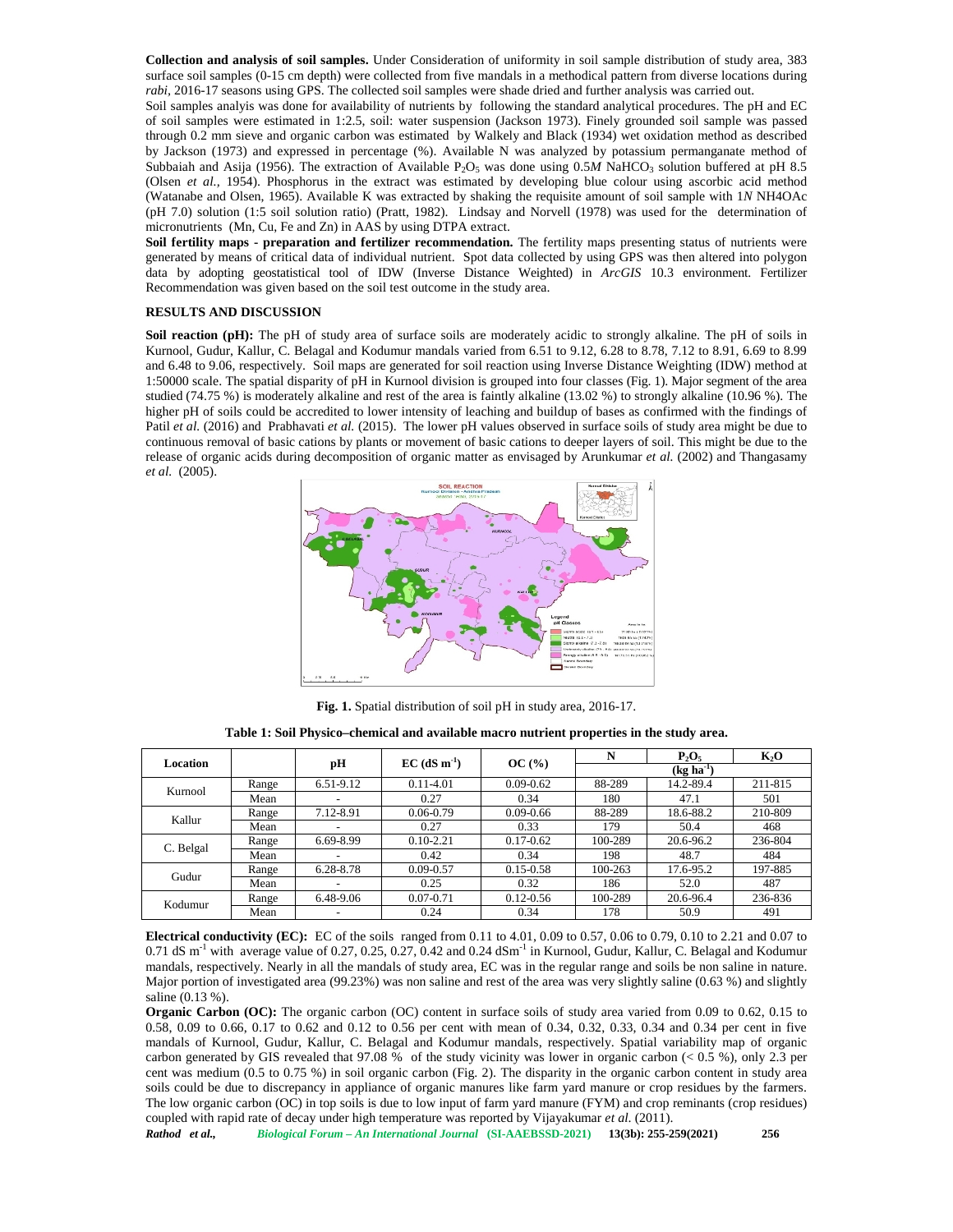**Collection and analysis of soil samples.** Under Consideration of uniformity in soil sample distribution of study area, 383 surface soil samples (0-15 cm depth) were collected from five mandals in a methodical pattern from diverse locations during *rabi*, 2016-17 seasons using GPS. The collected soil samples were shade dried and further analysis was carried out.

Soil samples analyis was done for availability of nutrients by following the standard analytical procedures. The pH and EC of soil samples were estimated in 1:2.5, soil: water suspension (Jackson 1973). Finely grounded soil sample was passed through 0.2 mm sieve and organic carbon was estimated by Walkely and Black (1934) wet oxidation method as described by Jackson (1973) and expressed in percentage (%). Available N was analyzed by potassium permanganate method of Subbaiah and Asija (1956). The extraction of Available $P_2O_5$ was done using 0.5*M* $NaHCO_3$ solution buffered at pH 8.5 (Olsen *et al.*, 1954). Phosphorus in the extract was estimated by developing blue colour using ascorbic acid method (Watanabe and Olsen, 1965). Available K was extracted by shaking the requisite amount of soil sample with 1*N* NH4OAc (pH 7.0) solution (1:5 soil solution ratio) (Pratt, 1982). Lindsay and Norvell (1978) was used for the determination of micronutrients (Mn, Cu, Fe and Zn) in AAS by using DTPA extract.

**Soil fertility maps - preparation and fertilizer recommendation.** The fertility maps presenting status of nutrients were generated by means of critical data of individual nutrient. Spot data collected by using GPS was then altered into polygon data by adopting geostatistical tool of IDW (Inverse Distance Weighted) in *ArcGIS* 10.3 environment. Fertilizer Recommendation was given based on the soil test outcome in the study area.

## RESULTS AND DISCUSSION

**Soil reaction (pH):** The pH of study area of surface soils are moderately acidic to strongly alkaline. The pH of soils in Kurnool, Gudur, Kallur, C. Belagal and Kodumur mandals varied from 6.51 to 9.12, 6.28 to 8.78, 7.12 to 8.91, 6.69 to 8.99 and 6.48 to 9.06, respectively. Soil maps are generated for soil reaction using Inverse Distance Weighting (IDW) method at 1:50000 scale. The spatial disparity of pH in Kurnool division is grouped into four classes (Fig. 1). Major segment of the area studied (74.75 %) is moderately alkaline and rest of the area is faintly alkaline (13.02 %) to strongly alkaline (10.96 %). The higher pH of soils could be accredited to lower intensity of leaching and buildup of bases as confirmed with the findings of Patil *et al.* (2016) and Prabhavati *et al.* (2015). The lower pH values observed in surface soils of study area might be due to continuous removal of basic cations by plants or movement of basic cations to deeper layers of soil. This might be due to the release of organic acids during decomposition of organic matter as envisaged by Arunkumar *et al.* (2002) and Thangasamy *et al.* (2005).

**Fig. 1.** Spatial distribution of soil pH in study area, 2016-17.

**Table 1: Soil Physico–chemical and available macro nutrient properties in the study area.**

| Location | | pH | EC (dS $m^{-1}$) | OC (%) | N | $P_2O_5$ | $K_2O$ |
|---|---|---|---|---|---|---|---|
| | | | | | (kg $ha^{-1}$) | | |
| Kurnool | Range | 6.51-9.12 | 0.11-4.01 | 0.09-0.62 | 88-289 | 14.2-89.4 | 211-815 |
| | Mean | - | 0.27 | 0.34 | 180 | 47.1 | 501 |
| Kallur | Range | 7.12-8.91 | 0.06-0.79 | 0.09-0.66 | 88-289 | 18.6-88.2 | 210-809 |
| | Mean | - | 0.27 | 0.33 | 179 | 50.4 | 468 |
| C. Belgal | Range | 6.69-8.99 | 0.10-2.21 | 0.17-0.62 | 100-289 | 20.6-96.2 | 236-804 |
| | Mean | - | 0.42 | 0.34 | 198 | 48.7 | 484 |
| Gudur | Range | 6.28-8.78 | 0.09-0.57 | 0.15-0.58 | 100-263 | 17.6-95.2 | 197-885 |
| | Mean | - | 0.25 | 0.32 | 186 | 52.0 | 487 |
| Kodumur | Range | 6.48-9.06 | 0.07-0.71 | 0.12-0.56 | 100-289 | 20.6-96.4 | 236-836 |
| | Mean | - | 0.24 | 0.34 | 178 | 50.9 | 491 |

**Electrical conductivity (EC):** EC of the soils ranged from 0.11 to 4.01, 0.09 to 0.57, 0.06 to 0.79, 0.10 to 2.21 and 0.07 to 0.71 dS $m^{-1}$ with average value of 0.27, 0.25, 0.27, 0.42 and 0.24 $dSm^{-1}$ in Kurnool, Gudur, Kallur, C. Belagal and Kodumur mandals, respectively. Nearly in all the mandals of study area, EC was in the regular range and soils be non saline in nature. Major portion of investigated area (99.23%) was non saline and rest of the area was very slightly saline (0.63 %) and slightly saline (0.13 %).

**Organic Carbon (OC):** The organic carbon (OC) content in surface soils of study area varied from 0.09 to 0.62, 0.15 to 0.58, 0.09 to 0.66, 0.17 to 0.62 and 0.12 to 0.56 per cent with mean of 0.34, 0.32, 0.33, 0.34 and 0.34 per cent in five mandals of Kurnool, Gudur, Kallur, C. Belagal and Kodumur mandals, respectively. Spatial variability map of organic carbon generated by GIS revealed that 97.08 % of the study vicinity was lower in organic carbon (< 0.5 %), only 2.3 per cent was medium (0.5 to 0.75 %) in soil organic carbon (Fig. 2). The disparity in the organic carbon content in study area soils could be due to discrepancy in appliance of organic manures like farm yard manure or crop residues by the farmers. The low organic carbon (OC) in top soils is due to low input of farm yard manure (FYM) and crop reminants (crop residues) coupled with rapid rate of decay under high temperature was reported by Vijayakumar *et al.* (2011).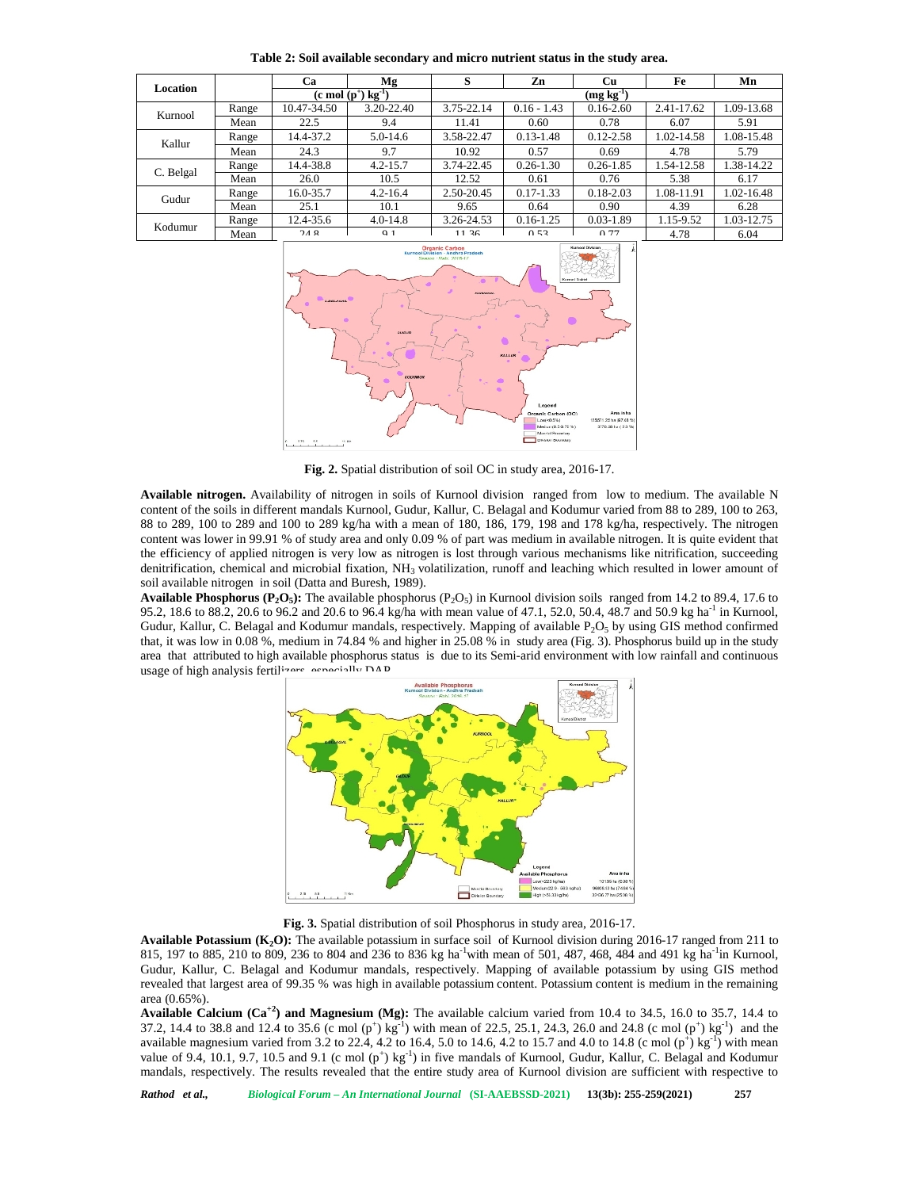**Table 2: Soil available secondary and micro nutrient status in the study area.**

| Location | | Ca | Mg | S | Zn | Cu | Fe | Mn |
|---|---|---|---|---|---|---|---|---|
| | | (c mol $(p^+)$ $kg^{-1}$) | | (mg $kg^{-1}$) | | | | |
| Kurnool | Range | 10.47-34.50 | 3.20-22.40 | 3.75-22.14 | 0.16 - 1.43 | 0.16-2.60 | 2.41-17.62 | 1.09-13.68 |
| | Mean | 22.5 | 9.4 | 11.41 | 0.60 | 0.78 | 6.07 | 5.91 |
| Kallur | Range | 14.4-37.2 | 5.0-14.6 | 3.58-22.47 | 0.13-1.48 | 0.12-2.58 | 1.02-14.58 | 1.08-15.48 |
| | Mean | 24.3 | 9.7 | 10.92 | 0.57 | 0.69 | 4.78 | 5.79 |
| C. Belgal | Range | 14.4-38.8 | 4.2-15.7 | 3.74-22.45 | 0.26-1.30 | 0.26-1.85 | 1.54-12.58 | 1.38-14.22 |
| | Mean | 26.0 | 10.5 | 12.52 | 0.61 | 0.76 | 5.38 | 6.17 |
| Gudur | Range | 16.0-35.7 | 4.2-16.4 | 2.50-20.45 | 0.17-1.33 | 0.18-2.03 | 1.08-11.91 | 1.02-16.48 |
| | Mean | 25.1 | 10.1 | 9.65 | 0.64 | 0.90 | 4.39 | 6.28 |
| Kodumur | Range | 12.4-35.6 | 4.0-14.8 | 3.26-24.53 | 0.16-1.25 | 0.03-1.89 | 1.15-9.52 | 1.03-12.75 |
| | Mean | 24.8 | 9.1 | 11.36 | 0.53 | 0.77 | 4.78 | 6.04 |

**Fig. 2.** Spatial distribution of soil OC in study area, 2016-17.

**Available nitrogen.** Availability of nitrogen in soils of Kurnool division ranged from low to medium. The available N content of the soils in different mandals Kurnool, Gudur, Kallur, C. Belagal and Kodumur varied from 88 to 289, 100 to 263, 88 to 289, 100 to 289 and 100 to 289 kg/ha with a mean of 180, 186, 179, 198 and 178 kg/ha, respectively. The nitrogen content was lower in 99.91 % of study area and only 0.09 % of part was medium in available nitrogen. It is quite evident that the efficiency of applied nitrogen is very low as nitrogen is lost through various mechanisms like nitrification, succeeding denitrification, chemical and microbial fixation, $NH_3$ volatilization, runoff and leaching which resulted in lower amount of soil available nitrogen in soil (Datta and Buresh, 1989).

**Available Phosphorus ($P_2O_5$):** The available phosphorus ($P_2O_5$) in Kurnool division soils ranged from 14.2 to 89.4, 17.6 to 95.2, 18.6 to 88.2, 20.6 to 96.2 and 20.6 to 96.4 kg/ha with mean value of 47.1, 52.0, 50.4, 48.7 and 50.9 kg $ha^{-1}$ in Kurnool, Gudur, Kallur, C. Belagal and Kodumur mandals, respectively. Mapping of available $P_2O_5$ by using GIS method confirmed that, it was low in 0.08 %, medium in 74.84 % and higher in 25.08 % in study area (Fig. 3). Phosphorus build up in the study area that attributed to high available phosphorus status is due to its Semi-arid environment with low rainfall and continuous usage of high analysis fertilizers especially DAP.

**Fig. 3.** Spatial distribution of soil Phosphorus in study area, 2016-17.

**Available Potassium ($K_2O$):** The available potassium in surface soil of Kurnool division during 2016-17 ranged from 211 to 815, 197 to 885, 210 to 809, 236 to 804 and 236 to 836 kg $ha^{-1}$ with mean of 501, 487, 468, 484 and 491 kg $ha^{-1}$ in Kurnool, Gudur, Kallur, C. Belagal and Kodumur mandals, respectively. Mapping of available potassium by using GIS method revealed that largest area of 99.35 % was high in available potassium content. Potassium content is medium in the remaining area (0.65%).

**Available Calcium ($Ca^{+2}$) and Magnesium (Mg):** The available calcium varied from 10.4 to 34.5, 16.0 to 35.7, 14.4 to 37.2, 14.4 to 38.8 and 12.4 to 35.6 (c mol $(p^+)$ $kg^{-1}$) with mean of 22.5, 25.1, 24.3, 26.0 and 24.8 (c mol $(p^+)$ $kg^{-1}$) and the available magnesium varied from 3.2 to 22.4, 4.2 to 16.4, 5.0 to 14.6, 4.2 to 15.7 and 4.0 to 14.8 (c mol $(p^+)$ $kg^{-1}$) with mean value of 9.4, 10.1, 9.7, 10.5 and 9.1 (c mol $(p^+)$ $kg^{-1}$) in five mandals of Kurnool, Gudur, Kallur, C. Belagal and Kodumur mandals, respectively. The results revealed that the entire study area of Kurnool division are sufficient with respective to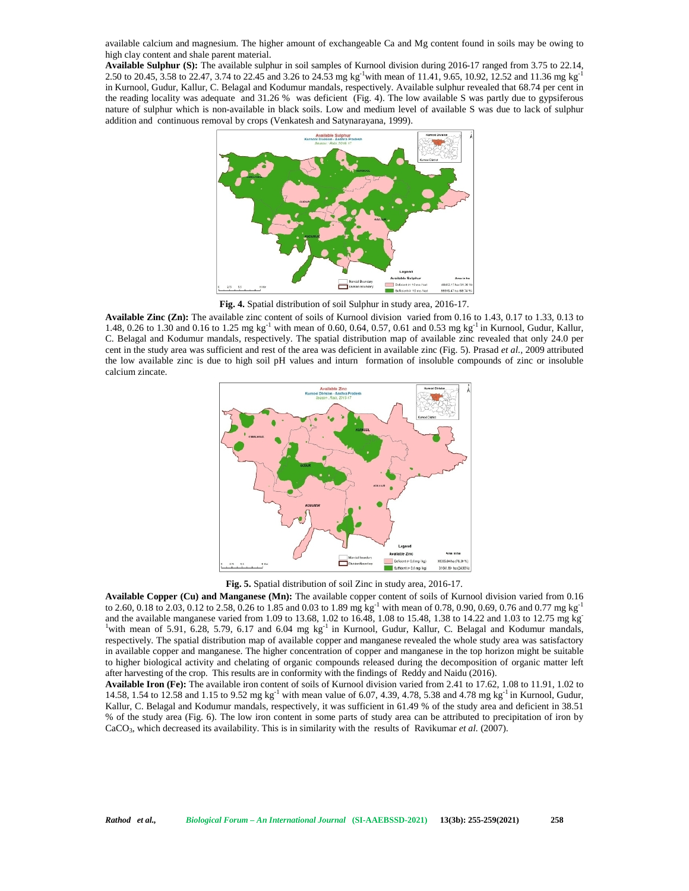available calcium and magnesium. The higher amount of exchangeable Ca and Mg content found in soils may be owing to high clay content and shale parent material.

**Available Sulphur (S):** The available sulphur in soil samples of Kurnool division during 2016-17 ranged from 3.75 to 22.14, 2.50 to 20.45, 3.58 to 22.47, 3.74 to 22.45 and 3.26 to 24.53 mg $kg^{-1}$ with mean of 11.41, 9.65, 10.92, 12.52 and 11.36 mg $kg^{-1}$ in Kurnool, Gudur, Kallur, C. Belagal and Kodumur mandals, respectively. Available sulphur revealed that 68.74 per cent in the reading locality was adequate and 31.26 % was deficient (Fig. 4). The low available S was partly due to gypsiferous nature of sulphur which is non-available in black soils. Low and medium level of available S was due to lack of sulphur addition and continuous removal by crops (Venkatesh and Satynarayana, 1999).

**Fig. 4.** Spatial distribution of soil Sulphur in study area, 2016-17.

**Available Zinc (Zn):** The available zinc content of soils of Kurnool division varied from 0.16 to 1.43, 0.17 to 1.33, 0.13 to 1.48, 0.26 to 1.30 and 0.16 to 1.25 mg $kg^{-1}$ with mean of 0.60, 0.64, 0.57, 0.61 and 0.53 mg $kg^{-1}$ in Kurnool, Gudur, Kallur, C. Belagal and Kodumur mandals, respectively. The spatial distribution map of available zinc revealed that only 24.0 per cent in the study area was sufficient and rest of the area was deficient in available zinc (Fig. 5). Prasad *et al.*, 2009 attributed the low available zinc is due to high soil pH values and inturn formation of insoluble compounds of zinc or insoluble calcium zincate.

**Fig. 5.** Spatial distribution of soil Zinc in study area, 2016-17.

**Available Copper (Cu) and Manganese (Mn):** The available copper content of soils of Kurnool division varied from 0.16 to 2.60, 0.18 to 2.03, 0.12 to 2.58, 0.26 to 1.85 and 0.03 to 1.89 mg $kg^{-1}$ with mean of 0.78, 0.90, 0.69, 0.76 and 0.77 mg $kg^{-1}$ and the available manganese varied from 1.09 to 13.68, 1.02 to 16.48, 1.08 to 15.48, 1.38 to 14.22 and 1.03 to 12.75 mg $kg^{-1}$ with mean of 5.91, 6.28, 5.79, 6.17 and 6.04 mg $kg^{-1}$ in Kurnool, Gudur, Kallur, C. Belagal and Kodumur mandals, respectively. The spatial distribution map of available copper and manganese revealed the whole study area was satisfactory in available copper and manganese. The higher concentration of copper and manganese in the top horizon might be suitable to higher biological activity and chelating of organic compounds released during the decomposition of organic matter left after harvesting of the crop. This results are in conformity with the findings of Reddy and Naidu (2016).

**Available Iron (Fe):** The available iron content of soils of Kurnool division varied from 2.41 to 17.62, 1.08 to 11.91, 1.02 to 14.58, 1.54 to 12.58 and 1.15 to 9.52 mg $kg^{-1}$ with mean value of 6.07, 4.39, 4.78, 5.38 and 4.78 mg $kg^{-1}$ in Kurnool, Gudur, Kallur, C. Belagal and Kodumur mandals, respectively, it was sufficient in 61.49 % of the study area and deficient in 38.51 % of the study area (Fig. 6). The low iron content in some parts of study area can be attributed to precipitation of iron by $CaCO_3$, which decreased its availability. This is in similarity with the results of Ravikumar *et al.* (2007).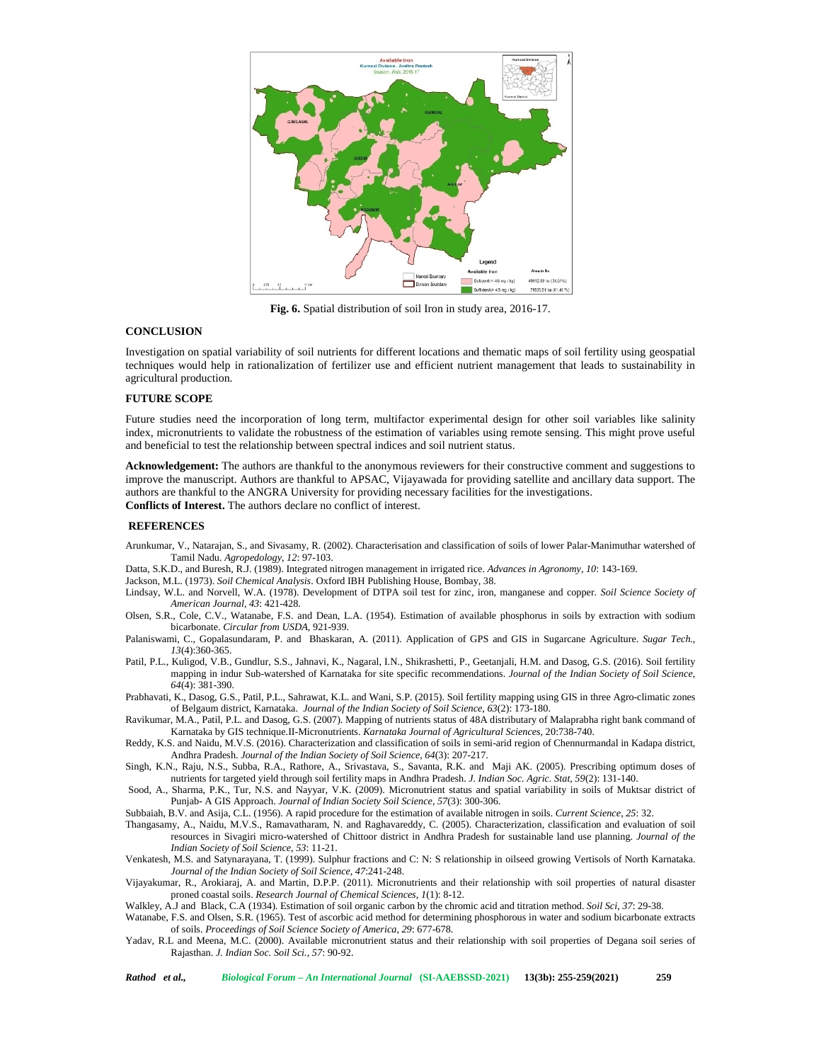Available Iron
Kurnool Division - Andhra Pradesh
Season: Rabi, 2016-17

Kurnool Division

KURNOOL
C.BELAGAL
GUDUR
KALLUR
KODUMUR

Legend
Mandal Boundary
Divison Boundary
Available Iron
Deficient(< 4.5 mg / kg)
Sufficient(> 4.5 mg / kg)
Area in ha
49612.09 ha (38.51%)
79531.51 ha (61.49 %)

0 275 5.5 11 Km

**Fig. 6.** Spatial distribution of soil Iron in study area, 2016-17.

## CONCLUSION

Investigation on spatial variability of soil nutrients for different locations and thematic maps of soil fertility using geospatial techniques would help in rationalization of fertilizer use and efficient nutrient management that leads to sustainability in agricultural production.

## FUTURE SCOPE

Future studies need the incorporation of long term, multifactor experimental design for other soil variables like salinity index, micronutrients to validate the robustness of the estimation of variables using remote sensing. This might prove useful and beneficial to test the relationship between spectral indices and soil nutrient status.

**Acknowledgement:** The authors are thankful to the anonymous reviewers for their constructive comment and suggestions to improve the manuscript. Authors are thankful to APSAC, Vijayawada for providing satellite and ancillary data support. The authors are thankful to the ANGRA University for providing necessary facilities for the investigations.

**Conflicts of Interest.** The authors declare no conflict of interest.

## REFERENCES

Arunkumar, V., Natarajan, S., and Sivasamy, R. (2002). Characterisation and classification of soils of lower Palar-Manimuthar watershed of Tamil Nadu. *Agropedology, 12*: 97-103.

Datta, S.K.D., and Buresh, R.J. (1989). Integrated nitrogen management in irrigated rice. *Advances in Agronomy, 10*: 143-169.

Jackson, M.L. (1973). *Soil Chemical Analysis*. Oxford IBH Publishing House, Bombay, 38.

Lindsay, W.L. and Norvell, W.A. (1978). Development of DTPA soil test for zinc, iron, manganese and copper. *Soil Science Society of American Journal, 43*: 421-428.

Olsen, S.R., Cole, C.V., Watanabe, F.S. and Dean, L.A. (1954). Estimation of available phosphorus in soils by extraction with sodium bicarbonate. *Circular from USDA*, 921-939.

Palaniswami, C., Gopalasundaram, P. and Bhaskaran, A. (2011). Application of GPS and GIS in Sugarcane Agriculture. *Sugar Tech., 13*(4):360-365.

Patil, P.L., Kuligod, V.B., Gundlur, S.S., Jahnavi, K., Nagaral, I.N., Shikrashetti, P., Geetanjali, H.M. and Dasog, G.S. (2016). Soil fertility mapping in indur Sub-watershed of Karnataka for site specific recommendations. *Journal of the Indian Society of Soil Science, 64*(4): 381-390.

Prabhavati, K., Dasog, G.S., Patil, P.L., Sahrawat, K.L. and Wani, S.P. (2015). Soil fertility mapping using GIS in three Agro-climatic zones of Belgaum district, Karnataka. *Journal of the Indian Society of Soil Science, 63*(2): 173-180.

Ravikumar, M.A., Patil, P.L. and Dasog, G.S. (2007). Mapping of nutrients status of 48A distributary of Malaprabha right bank command of Karnataka by GIS technique.II-Micronutrients. *Karnataka Journal of Agricultural Sciences,* 20:738-740.

Reddy, K.S. and Naidu, M.V.S. (2016). Characterization and classification of soils in semi-arid region of Chennurmandal in Kadapa district, Andhra Pradesh. *Journal of the Indian Society of Soil Science, 64*(3): 207-217.

Singh, K.N., Raju, N.S., Subba, R.A., Rathore, A., Srivastava, S., Savanta, R.K. and Maji AK. (2005). Prescribing optimum doses of nutrients for targeted yield through soil fertility maps in Andhra Pradesh. *J. Indian Soc. Agric. Stat, 59*(2): 131-140.

Sood, A., Sharma, P.K., Tur, N.S. and Nayyar, V.K. (2009). Micronutrient status and spatial variability in soils of Muktsar district of Punjab- A GIS Approach. *Journal of Indian Society Soil Science, 57*(3): 300-306.

Subbaiah, B.V. and Asija, C.L. (1956). A rapid procedure for the estimation of available nitrogen in soils. *Current Science, 25*: 32.

Thangasamy, A., Naidu, M.V.S., Ramavatharam, N. and Raghavareddy, C. (2005). Characterization, classification and evaluation of soil resources in Sivagiri micro-watershed of Chittoor district in Andhra Pradesh for sustainable land use planning. *Journal of the Indian Society of Soil Science, 53*: 11-21.

Venkatesh, M.S. and Satynarayana, T. (1999). Sulphur fractions and C: N: S relationship in oilseed growing Vertisols of North Karnataka. *Journal of the Indian Society of Soil Science, 47*:241-248.

Vijayakumar, R., Arokiaraj, A. and Martin, D.P.P. (2011). Micronutrients and their relationship with soil properties of natural disaster proned coastal soils. *Research Journal of Chemical Sciences, 1*(1): 8-12.

Walkley, A.J and Black, C.A (1934). Estimation of soil organic carbon by the chromic acid and titration method. *Soil Sci, 37*: 29-38.

Watanabe, F.S. and Olsen, S.R. (1965). Test of ascorbic acid method for determining phosphorous in water and sodium bicarbonate extracts of soils. *Proceedings of Soil Science Society of America, 29*: 677-678.

Yadav, R.L and Meena, M.C. (2000). Available micronutrient status and their relationship with soil properties of Degana soil series of Rajasthan. *J. Indian Soc. Soil Sci., 57*: 90-92.